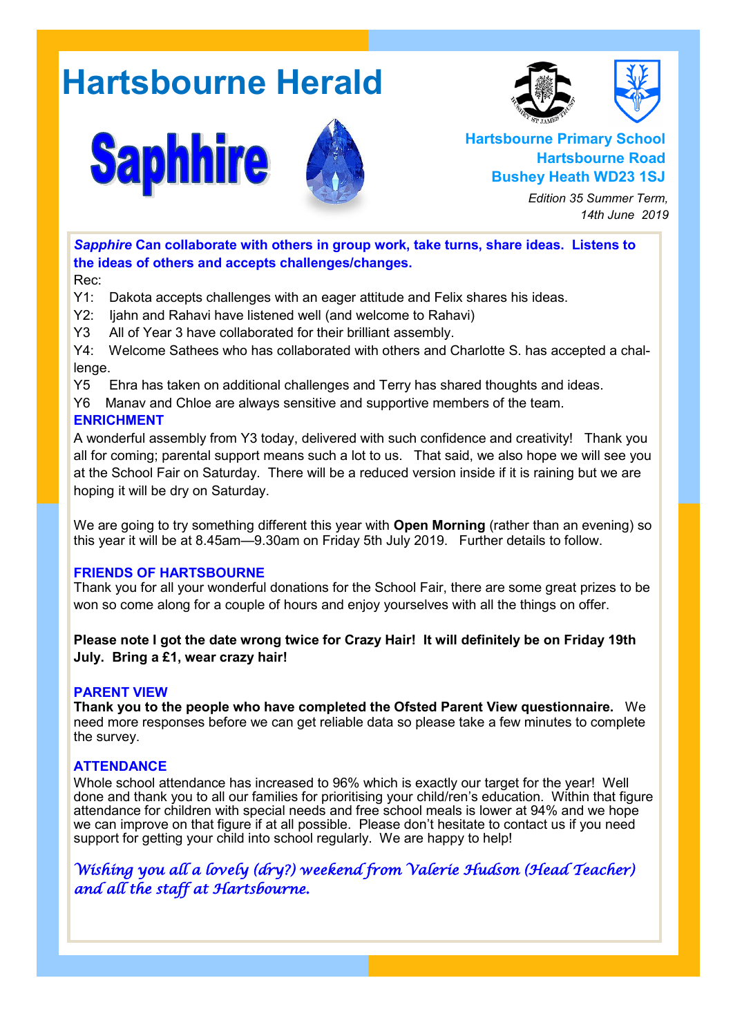# Hartsbourne Herald

## Saphhire

**Hartsbourne Primary School**
**Hartsbourne Road**
**Bushey Heath WD23 1SJ**

*Edition 35 Summer Term, 14th June 2019*

***Sapphire* Can collaborate with others in group work, take turns, share ideas. Listens to the ideas of others and accepts challenges/changes.**

Rec:

Y1: Dakota accepts challenges with an eager attitude and Felix shares his ideas.

Y2: Ijahn and Rahavi have listened well (and welcome to Rahavi)

Y3 All of Year 3 have collaborated for their brilliant assembly.

Y4: Welcome Sathees who has collaborated with others and Charlotte S. has accepted a challenge.

Y5 Ehra has taken on additional challenges and Terry has shared thoughts and ideas.

Y6 Manav and Chloe are always sensitive and supportive members of the team.

### ENRICHMENT

A wonderful assembly from Y3 today, delivered with such confidence and creativity! Thank you all for coming; parental support means such a lot to us. That said, we also hope we will see you at the School Fair on Saturday. There will be a reduced version inside if it is raining but we are hoping it will be dry on Saturday.

We are going to try something different this year with **Open Morning** (rather than an evening) so this year it will be at 8.45am—9.30am on Friday 5th July 2019. Further details to follow.

### FRIENDS OF HARTSBOURNE

Thank you for all your wonderful donations for the School Fair, there are some great prizes to be won so come along for a couple of hours and enjoy yourselves with all the things on offer.

**Please note I got the date wrong twice for Crazy Hair! It will definitely be on Friday 19th July. Bring a £1, wear crazy hair!**

### PARENT VIEW

**Thank you to the people who have completed the Ofsted Parent View questionnaire.** We need more responses before we can get reliable data so please take a few minutes to complete the survey.

### ATTENDANCE

Whole school attendance has increased to 96% which is exactly our target for the year! Well done and thank you to all our families for prioritising your child/ren's education. Within that figure attendance for children with special needs and free school meals is lower at 94% and we hope we can improve on that figure if at all possible. Please don't hesitate to contact us if you need support for getting your child into school regularly. We are happy to help!

*Wishing you all a lovely (dry?) weekend from Valerie Hudson (Head Teacher) and all the staff at Hartsbourne.*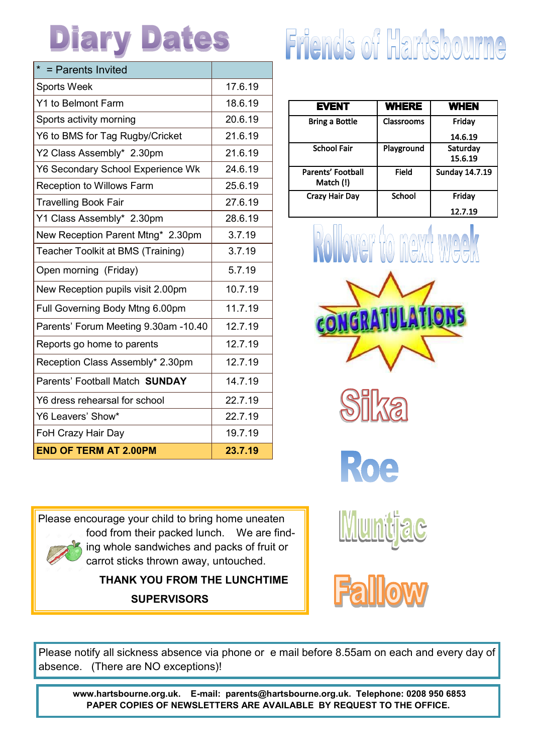# Diary Dates

| * = Parents Invited | |
|---|---|
| Sports Week | 17.6.19 |
| Y1 to Belmont Farm | 18.6.19 |
| Sports activity morning | 20.6.19 |
| Y6 to BMS for Tag Rugby/Cricket | 21.6.19 |
| Y2 Class Assembly* 2.30pm | 21.6.19 |
| Y6 Secondary School Experience Wk | 24.6.19 |
| Reception to Willows Farm | 25.6.19 |
| Travelling Book Fair | 27.6.19 |
| Y1 Class Assembly* 2.30pm | 28.6.19 |
| New Reception Parent Mtng* 2.30pm | 3.7.19 |
| Teacher Toolkit at BMS (Training) | 3.7.19 |
| Open morning (Friday) | 5.7.19 |
| New Reception pupils visit 2.00pm | 10.7.19 |
| Full Governing Body Mtng 6.00pm | 11.7.19 |
| Parents' Forum Meeting 9.30am -10.40 | 12.7.19 |
| Reports go home to parents | 12.7.19 |
| Reception Class Assembly* 2.30pm | 12.7.19 |
| Parents' Football Match **SUNDAY** | 14.7.19 |
| Y6 dress rehearsal for school | 22.7.19 |
| Y6 Leavers' Show* | 22.7.19 |
| FoH Crazy Hair Day | 19.7.19 |
| **END OF TERM AT 2.00PM** | **23.7.19** |

# Friends of Hartsbourne

| EVENT | WHERE | WHEN |
|---|---|---|
| Bring a Bottle | Classrooms | Friday 14.6.19 |
| School Fair | Playground | Saturday 15.6.19 |
| Parents' Football Match (!) | Field | Sunday 14.7.19 |
| Crazy Hair Day | School | Friday 12.7.19 |

Rollover to next week

CONGRATULATIONS

Sika

Roe

Muntjac

Fallow

Please encourage your child to bring home uneaten food from their packed lunch. We are finding whole sandwiches and packs of fruit or carrot sticks thrown away, untouched.

**THANK YOU FROM THE LUNCHTIME SUPERVISORS**

Please notify all sickness absence via phone or e mail before 8.55am on each and every day of absence. (There are NO exceptions)!

**www.hartsbourne.org.uk. E-mail: parents@hartsbourne.org.uk. Telephone: 0208 950 6853**
**PAPER COPIES OF NEWSLETTERS ARE AVAILABLE BY REQUEST TO THE OFFICE.**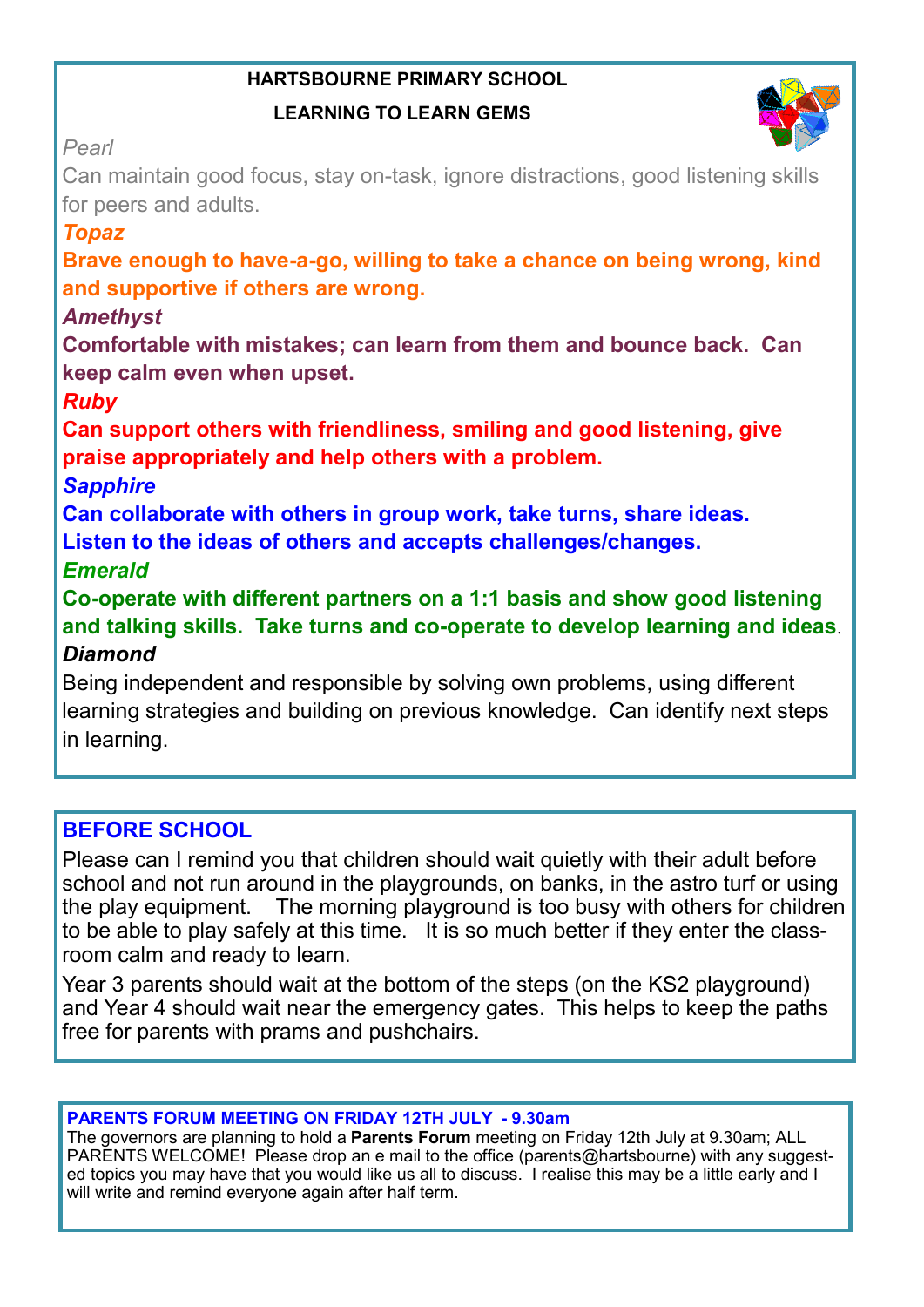**HARTSBOURNE PRIMARY SCHOOL**

**LEARNING TO LEARN GEMS**

*Pearl*

Can maintain good focus, stay on-task, ignore distractions, good listening skills for peers and adults.

***Topaz***

**Brave enough to have-a-go, willing to take a chance on being wrong, kind and supportive if others are wrong.**

***Amethyst***

**Comfortable with mistakes; can learn from them and bounce back. Can keep calm even when upset.**

***Ruby***

**Can support others with friendliness, smiling and good listening, give praise appropriately and help others with a problem.**

***Sapphire***

**Can collaborate with others in group work, take turns, share ideas. Listen to the ideas of others and accepts challenges/changes.**

***Emerald***

**Co-operate with different partners on a 1:1 basis and show good listening and talking skills. Take turns and co-operate to develop learning and ideas.**

***Diamond***

Being independent and responsible by solving own problems, using different learning strategies and building on previous knowledge. Can identify next steps in learning.

## BEFORE SCHOOL

Please can I remind you that children should wait quietly with their adult before school and not run around in the playgrounds, on banks, in the astro turf or using the play equipment. The morning playground is too busy with others for children to be able to play safely at this time. It is so much better if they enter the classroom calm and ready to learn.

Year 3 parents should wait at the bottom of the steps (on the KS2 playground) and Year 4 should wait near the emergency gates. This helps to keep the paths free for parents with prams and pushchairs.

### PARENTS FORUM MEETING ON FRIDAY 12TH JULY - 9.30am

The governors are planning to hold a **Parents Forum** meeting on Friday 12th July at 9.30am; ALL PARENTS WELCOME! Please drop an e mail to the office (parents@hartsbourne) with any suggested topics you may have that you would like us all to discuss. I realise this may be a little early and I will write and remind everyone again after half term.